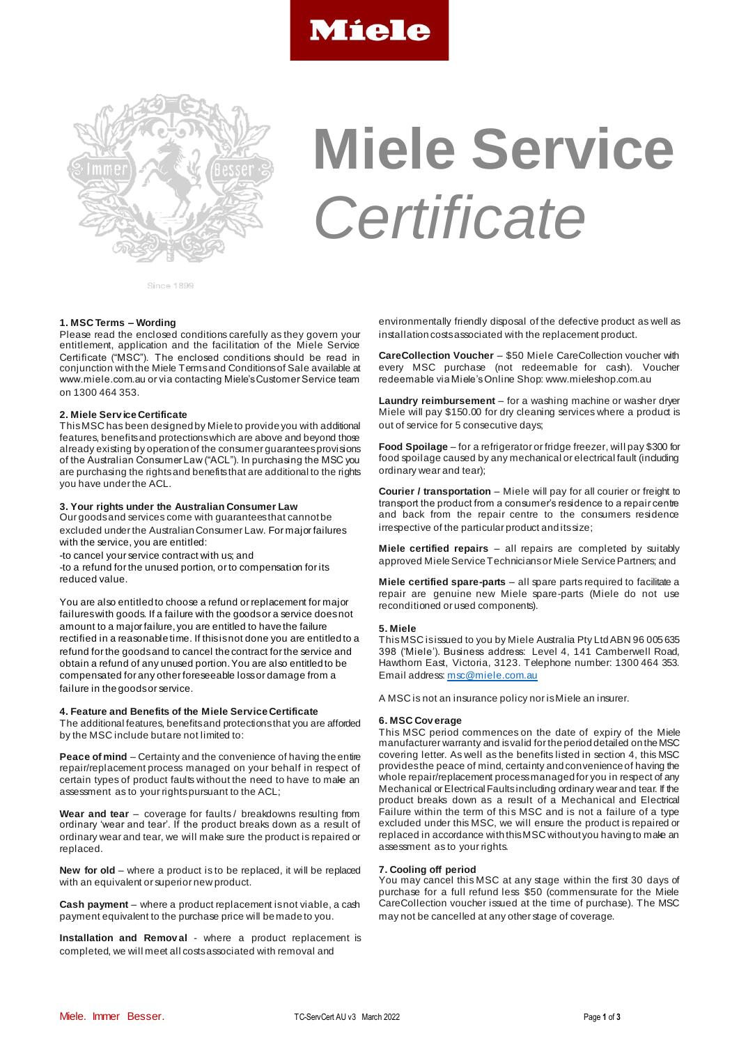# Miele Service *Certificate*

### 1. MSC Terms – Wording

Please read the enclosed conditions carefully as they govern your entitlement, application and the facilitation of the Miele Service Certificate ("MSC"). The enclosed conditions should be read in conjunction with the Miele Terms and Conditions of Sale available at www.miele.com.au or via contacting Miele's Customer Service team on 1300 464 353.

### 2. Miele Service Certificate

This MSC has been designed by Miele to provide you with additional features, benefits and protections which are above and beyond those already existing by operation of the consumer guarantees provisions of the Australian Consumer Law ("ACL"). In purchasing the MSC you are purchasing the rights and benefits that are additional to the rights you have under the ACL.

### 3. Your rights under the Australian Consumer Law

Our goods and services come with guarantees that cannot be excluded under the Australian Consumer Law. For major failures with the service, you are entitled:

-to cancel your service contract with us; and

-to a refund for the unused portion, or to compensation for its reduced value.

You are also entitled to choose a refund or replacement for major failures with goods. If a failure with the goods or a service does not amount to a major failure, you are entitled to have the failure rectified in a reasonable time. If this is not done you are entitled to a refund for the goods and to cancel the contract for the service and obtain a refund of any unused portion. You are also entitled to be compensated for any other foreseeable loss or damage from a failure in the goods or service.

### 4. Feature and Benefits of the Miele Service Certificate

The additional features, benefits and protections that you are afforded by the MSC include but are not limited to:

**Peace of mind** – Certainty and the convenience of having the entire repair/replacement process managed on your behalf in respect of certain types of product faults without the need to have to make an assessment as to your rights pursuant to the ACL;

**Wear and tear** – coverage for faults / breakdowns resulting from ordinary 'wear and tear'. If the product breaks down as a result of ordinary wear and tear, we will make sure the product is repaired or replaced.

**New for old** – where a product is to be replaced, it will be replaced with an equivalent or superior new product.

**Cash payment** – where a product replacement is not viable, a cash payment equivalent to the purchase price will be made to you.

**Installation and Removal** - where a product replacement is completed, we will meet all costs associated with removal and environmentally friendly disposal of the defective product as well as installation costs associated with the replacement product.

**CareCollection Voucher** – $50 Miele CareCollection voucher with every MSC purchase (not redeemable for cash). Voucher redeemable via Miele's Online Shop: www.mieleshop.com.au

**Laundry reimbursement** – for a washing machine or washer dryer Miele will pay $150.00 for dry cleaning services where a product is out of service for 5 consecutive days;

**Food Spoilage** – for a refrigerator or fridge freezer, will pay $300 for food spoilage caused by any mechanical or electrical fault (including ordinary wear and tear);

**Courier / transportation** – Miele will pay for all courier or freight to transport the product from a consumer's residence to a repair centre and back from the repair centre to the consumers residence irrespective of the particular product and its size;

**Miele certified repairs** – all repairs are completed by suitably approved Miele Service Technicians or Miele Service Partners; and

**Miele certified spare-parts** – all spare parts required to facilitate a repair are genuine new Miele spare-parts (Miele do not use reconditioned or used components).

### 5. Miele

This MSC is issued to you by Miele Australia Pty Ltd ABN 96 005 635 398 ('Miele'). Business address: Level 4, 141 Camberwell Road, Hawthorn East, Victoria, 3123. Telephone number: 1300 464 353. Email address: msc@miele.com.au

A MSC is not an insurance policy nor is Miele an insurer.

### 6. MSC Coverage

This MSC period commences on the date of expiry of the Miele manufacturer warranty and is valid for the period detailed on the MSC covering letter. As well as the benefits listed in section 4, this MSC provides the peace of mind, certainty and convenience of having the whole repair/replacement process managed for you in respect of any Mechanical or Electrical Faults including ordinary wear and tear. If the product breaks down as a result of a Mechanical and Electrical Failure within the term of this MSC and is not a failure of a type excluded under this MSC, we will ensure the product is repaired or replaced in accordance with this MSC without you having to make an assessment as to your rights.

### 7. Cooling off period

You may cancel this MSC at any stage within the first 30 days of purchase for a full refund less $50 (commensurate for the Miele CareCollection voucher issued at the time of purchase). The MSC may not be cancelled at any other stage of coverage.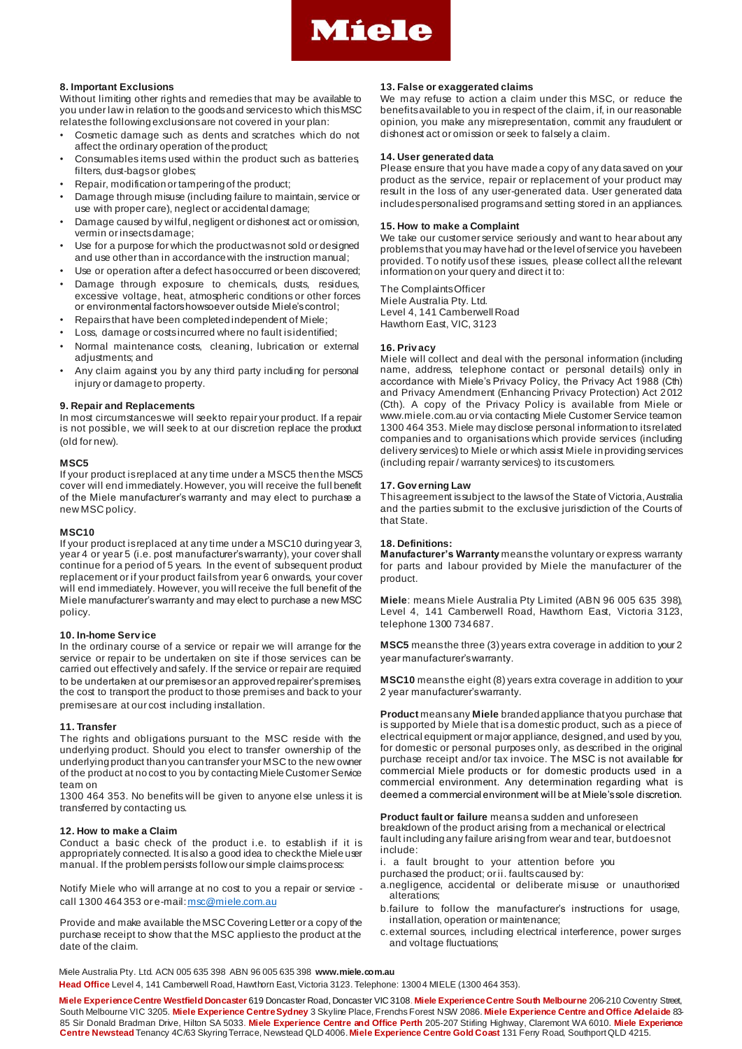### 8. Important Exclusions

Without limiting other rights and remedies that may be available to you under law in relation to the goods and services to which this MSC relates the following exclusions are not covered in your plan:

- Cosmetic damage such as dents and scratches which do not affect the ordinary operation of the product;
- Consumables items used within the product such as batteries, filters, dust-bags or globes;
- Repair, modification or tampering of the product;
- Damage through misuse (including failure to maintain, service or use with proper care), neglect or accidental damage;
- Damage caused by wilful, negligent or dishonest act or omission, vermin or insects damage;
- Use for a purpose for which the product was not sold or designed and use other than in accordance with the instruction manual;
- Use or operation after a defect has occurred or been discovered;
- Damage through exposure to chemicals, dusts, residues, excessive voltage, heat, atmospheric conditions or other forces or environmental factors howsoever outside Miele's control;
- Repairs that have been completed independent of Miele;
- Loss, damage or costs incurred where no fault is identified;
- Normal maintenance costs, cleaning, lubrication or external adjustments; and
- Any claim against you by any third party including for personal injury or damage to property.

### 9. Repair and Replacements

In most circumstances we will seek to repair your product. If a repair is not possible, we will seek to at our discretion replace the product (old for new).

**MSC5**

If your product is replaced at any time under a MSC5 then the MSC5 cover will end immediately. However, you will receive the full benefit of the Miele manufacturer's warranty and may elect to purchase a new MSC policy.

**MSC10**

If your product is replaced at any time under a MSC10 during year 3, year 4 or year 5 (i.e. post manufacturer's warranty), your cover shall continue for a period of 5 years. In the event of subsequent product replacement or if your product fails from year 6 onwards, your cover will end immediately. However, you will receive the full benefit of the Miele manufacturer's warranty and may elect to purchase a new MSC policy.

### 10. In-home Service

In the ordinary course of a service or repair we will arrange for the service or repair to be undertaken on site if those services can be carried out effectively and safely. If the service or repair are required to be undertaken at our premises or an approved repairer's premises, the cost to transport the product to those premises and back to your premises are at our cost including installation.

### 11. Transfer

The rights and obligations pursuant to the MSC reside with the underlying product. Should you elect to transfer ownership of the underlying product than you can transfer your MSC to the new owner of the product at no cost to you by contacting Miele Customer Service team on

1300 464 353. No benefits will be given to anyone else unless it is transferred by contacting us.

### 12. How to make a Claim

Conduct a basic check of the product i.e. to establish if it is appropriately connected. It is also a good idea to check the Miele user manual. If the problem persists follow our simple claims process:

Notify Miele who will arrange at no cost to you a repair or service - call 1300 464 353 or e-mail: msc@miele.com.au

Provide and make available the MSC Covering Letter or a copy of the purchase receipt to show that the MSC applies to the product at the date of the claim.

### 13. False or exaggerated claims

We may refuse to action a claim under this MSC, or reduce the benefits available to you in respect of the claim, if, in our reasonable opinion, you make any misrepresentation, commit any fraudulent or dishonest act or omission or seek to falsely a claim.

### 14. User generated data

Please ensure that you have made a copy of any data saved on your product as the service, repair or replacement of your product may result in the loss of any user-generated data. User generated data includes personalised programs and setting stored in an appliances.

### 15. How to make a Complaint

We take our customer service seriously and want to hear about any problems that you may have had or the level of service you have been provided. To notify us of these issues, please collect all the relevant information on your query and direct it to:

The Complaints Officer
Miele Australia Pty. Ltd.
Level 4, 141 Camberwell Road
Hawthorn East, VIC, 3123

### 16. Privacy

Miele will collect and deal with the personal information (including name, address, telephone contact or personal details) only in accordance with Miele's Privacy Policy, the Privacy Act 1988 (Cth) and Privacy Amendment (Enhancing Privacy Protection) Act 2012 (Cth). A copy of the Privacy Policy is available from Miele or www.miele.com.au or via contacting Miele Customer Service team on 1300 464 353. Miele may disclose personal information to its related companies and to organisations which provide services (including delivery services) to Miele or which assist Miele in providing services (including repair / warranty services) to its customers.

### 17. Governing Law

This agreement is subject to the laws of the State of Victoria, Australia and the parties submit to the exclusive jurisdiction of the Courts of that State.

### 18. Definitions:

**Manufacturer's Warranty** means the voluntary or express warranty for parts and labour provided by Miele the manufacturer of the product.

**Miele**: means Miele Australia Pty Limited (ABN 96 005 635 398), Level 4, 141 Camberwell Road, Hawthorn East, Victoria 3123, telephone 1300 734 687.

**MSC5** means the three (3) years extra coverage in addition to your 2 year manufacturer's warranty.

**MSC10** means the eight (8) years extra coverage in addition to your 2 year manufacturer's warranty.

**Product** means any **Miele** branded appliance that you purchase that is supported by Miele that is a domestic product, such as a piece of electrical equipment or major appliance, designed, and used by you, for domestic or personal purposes only, as described in the original purchase receipt and/or tax invoice. The MSC is not available for commercial Miele products or for domestic products used in a commercial environment. Any determination regarding what is deemed a commercial environment will be at Miele's sole discretion.

**Product fault or failure** means a sudden and unforeseen breakdown of the product arising from a mechanical or electrical fault including any failure arising from wear and tear, but does not include:

i. a fault brought to your attention before you purchased the product; or ii. faults caused by:

a. negligence, accidental or deliberate misuse or unauthorised alterations;

b. failure to follow the manufacturer's instructions for usage, installation, operation or maintenance;

c. external sources, including electrical interference, power surges and voltage fluctuations;

Miele Australia Pty. Ltd. ACN 005 635 398 ABN 96 005 635 398 **www.miele.com.au**
**Head Office** Level 4, 141 Camberwell Road, Hawthorn East, Victoria 3123. Telephone: 1300 4 MIELE (1300 464 353).

**Miele Experience Centre Westfield Doncaster** 619 Doncaster Road, Doncaster VIC 3108. **Miele Experience Centre South Melbourne** 206-210 Coventry Street, South Melbourne VIC 3205. **Miele Experience Centre Sydney** 3 Skyline Place, Frenchs Forest NSW 2086. **Miele Experience Centre and Office Adelaide** 83-85 Sir Donald Bradman Drive, Hilton SA 5033. **Miele Experience Centre and Office Perth** 205-207 Stirling Highway, Claremont WA 6010. **Miele Experience Centre Newstead** Tenancy 4C/63 Skyring Terrace, Newstead QLD 4006. **Miele Experience Centre Gold Coast** 131 Ferry Road, Southport QLD 4215.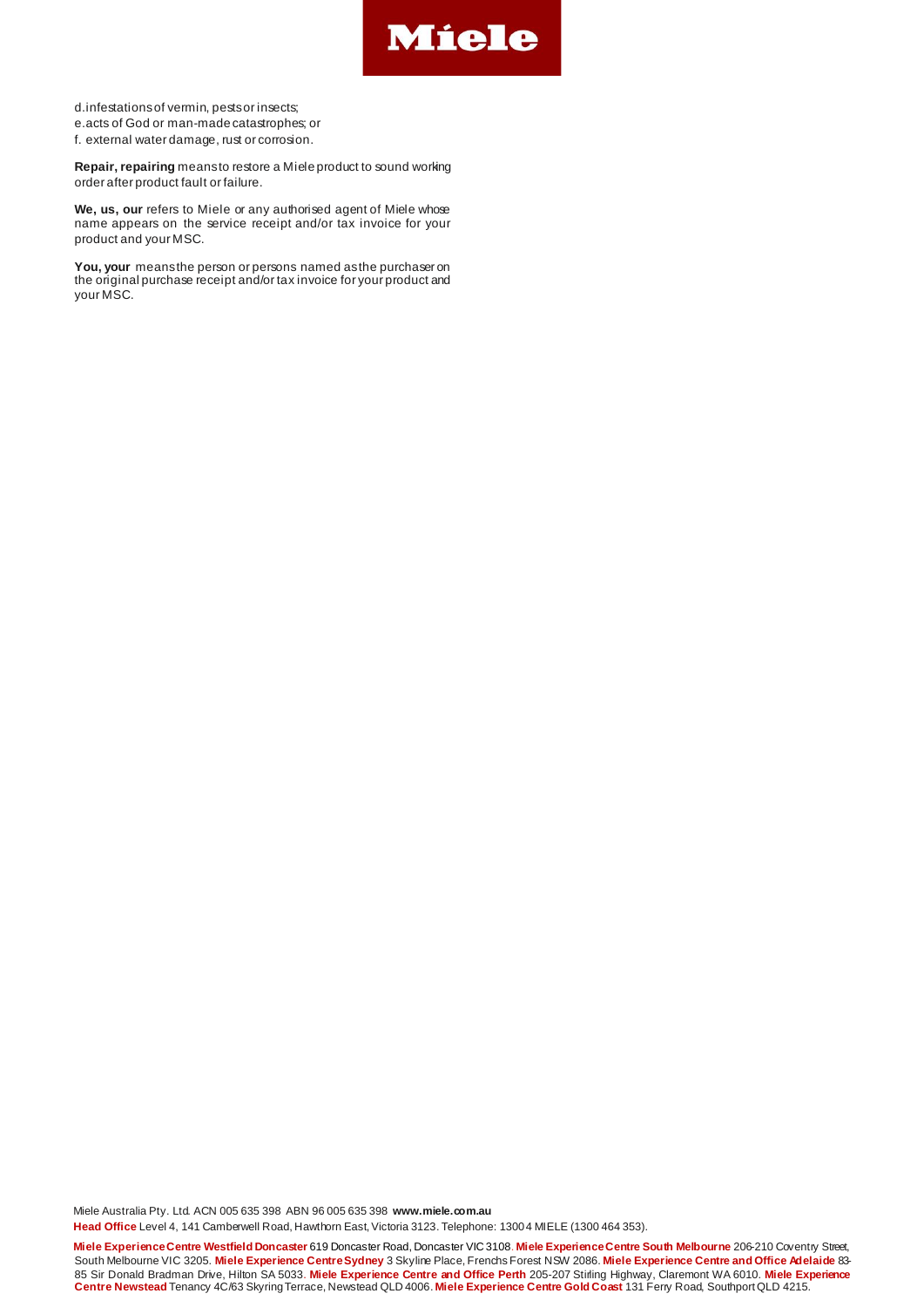d. infestations of vermin, pests or insects;
e. acts of God or man-made catastrophes; or
f. external water damage, rust or corrosion.

**Repair, repairing** means to restore a Miele product to sound working order after product fault or failure.

**We, us, our** refers to Miele or any authorised agent of Miele whose name appears on the service receipt and/or tax invoice for your product and your MSC.

**You, your** means the person or persons named as the purchaser on the original purchase receipt and/or tax invoice for your product and your MSC.

Miele Australia Pty. Ltd. ACN 005 635 398 ABN 96 005 635 398 **www.miele.com.au**
**Head Office** Level 4, 141 Camberwell Road, Hawthorn East, Victoria 3123. Telephone: 1300 4 MIELE (1300 464 353).

**Miele Experience Centre Westfield Doncaster** 619 Doncaster Road, Doncaster VIC 3108. **Miele Experience Centre South Melbourne** 206-210 Coventry Street, South Melbourne VIC 3205. **Miele Experience Centre Sydney** 3 Skyline Place, Frenchs Forest NSW 2086. **Miele Experience Centre and Office Adelaide** 83-85 Sir Donald Bradman Drive, Hilton SA 5033. **Miele Experience Centre and Office Perth** 205-207 Stirling Highway, Claremont WA 6010. **Miele Experience Centre Newstead** Tenancy 4C/63 Skyring Terrace, Newstead QLD 4006. **Miele Experience Centre Gold Coast** 131 Ferry Road, Southport QLD 4215.